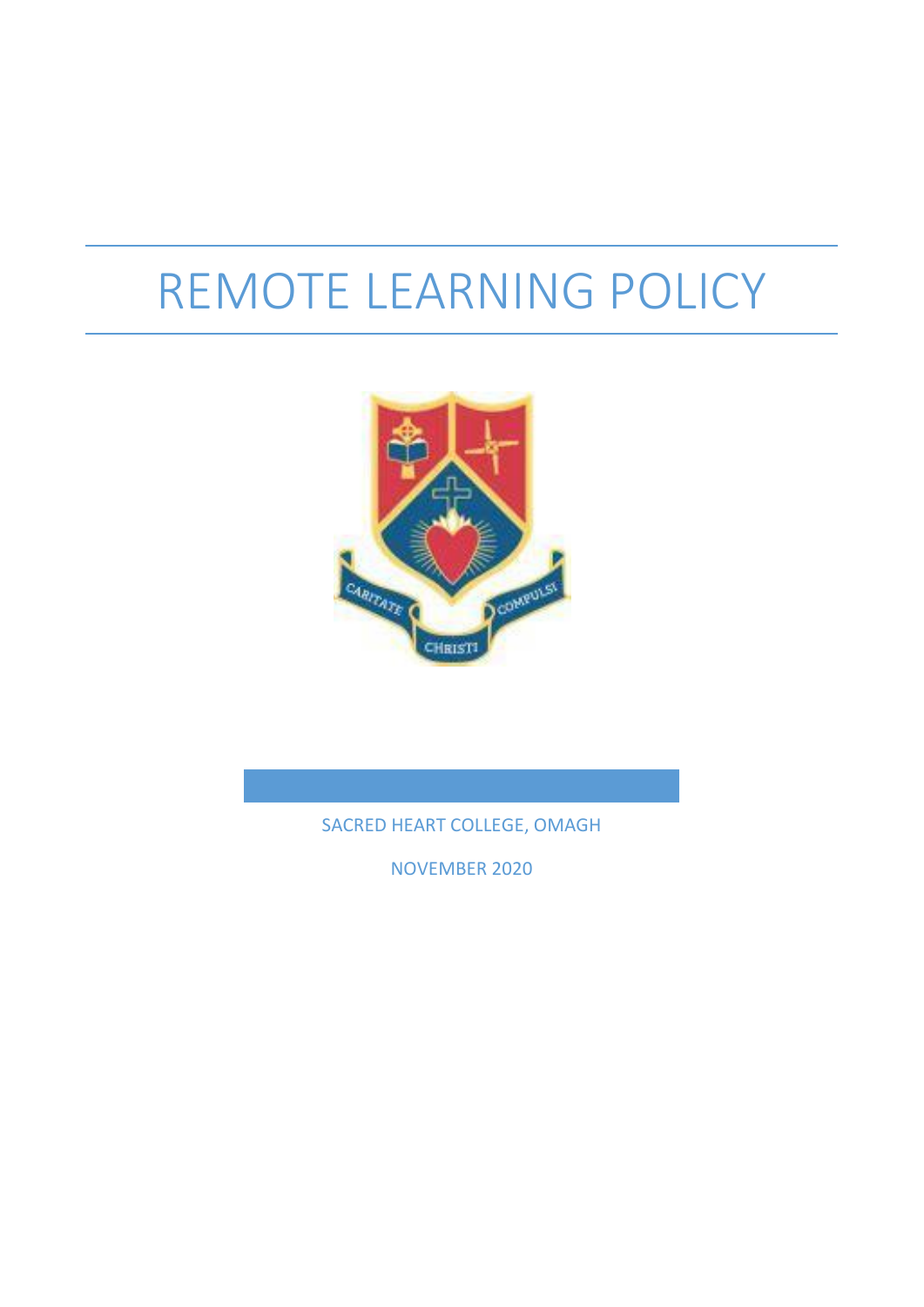# REMOTE LEARNING POLICY

SACRED HEART COLLEGE, OMAGH

NOVEMBER 2020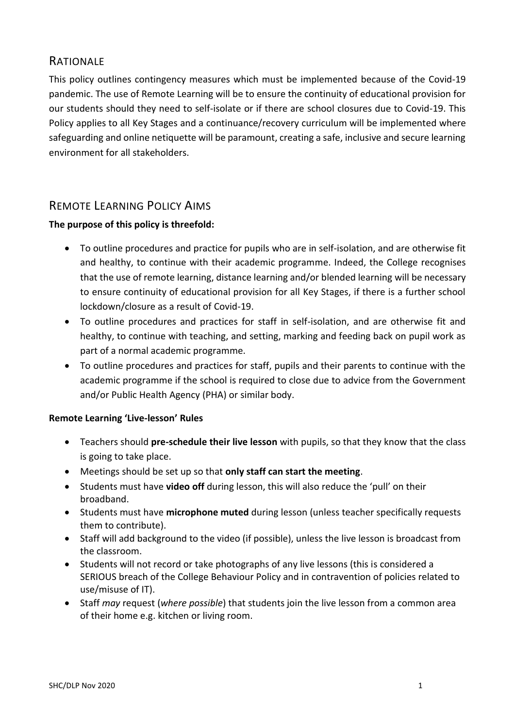## Rationale

This policy outlines contingency measures which must be implemented because of the Covid-19 pandemic. The use of Remote Learning will be to ensure the continuity of educational provision for our students should they need to self-isolate or if there are school closures due to Covid-19. This Policy applies to all Key Stages and a continuance/recovery curriculum will be implemented where safeguarding and online netiquette will be paramount, creating a safe, inclusive and secure learning environment for all stakeholders.

## Remote Learning Policy Aims

**The purpose of this policy is threefold:**

- To outline procedures and practice for pupils who are in self-isolation, and are otherwise fit and healthy, to continue with their academic programme. Indeed, the College recognises that the use of remote learning, distance learning and/or blended learning will be necessary to ensure continuity of educational provision for all Key Stages, if there is a further school lockdown/closure as a result of Covid-19.
- To outline procedures and practices for staff in self-isolation, and are otherwise fit and healthy, to continue with teaching, and setting, marking and feeding back on pupil work as part of a normal academic programme.
- To outline procedures and practices for staff, pupils and their parents to continue with the academic programme if the school is required to close due to advice from the Government and/or Public Health Agency (PHA) or similar body.

**Remote Learning 'Live-lesson' Rules**

- Teachers should **pre-schedule their live lesson** with pupils, so that they know that the class is going to take place.
- Meetings should be set up so that **only staff can start the meeting**.
- Students must have **video off** during lesson, this will also reduce the 'pull' on their broadband.
- Students must have **microphone muted** during lesson (unless teacher specifically requests them to contribute).
- Staff will add background to the video (if possible), unless the live lesson is broadcast from the classroom.
- Students will not record or take photographs of any live lessons (this is considered a SERIOUS breach of the College Behaviour Policy and in contravention of policies related to use/misuse of IT).
- Staff *may* request (*where possible*) that students join the live lesson from a common area of their home e.g. kitchen or living room.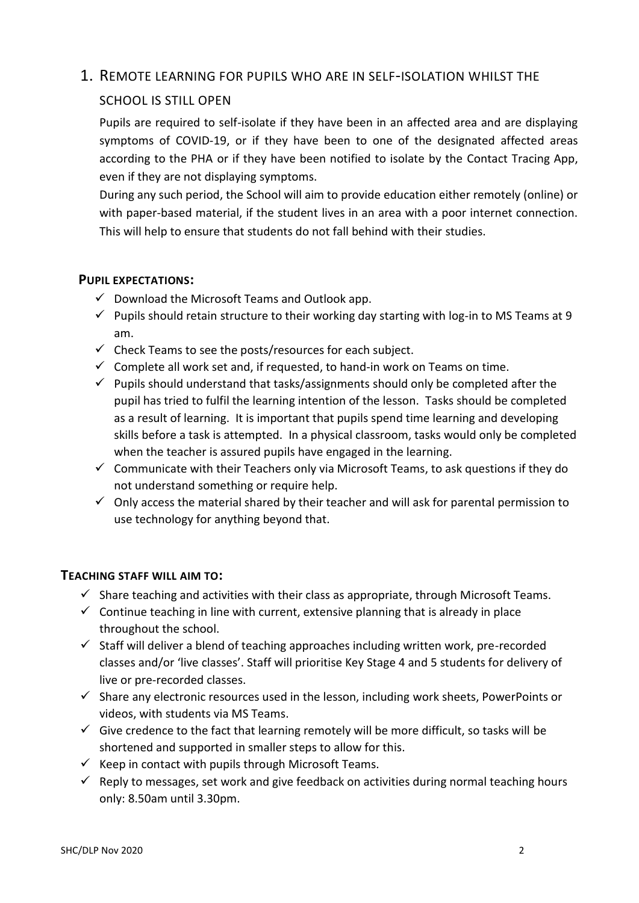## 1. Remote learning for pupils who are in self-isolation whilst the school is still open

Pupils are required to self-isolate if they have been in an affected area and are displaying symptoms of COVID-19, or if they have been to one of the designated affected areas according to the PHA or if they have been notified to isolate by the Contact Tracing App, even if they are not displaying symptoms.

During any such period, the School will aim to provide education either remotely (online) or with paper-based material, if the student lives in an area with a poor internet connection. This will help to ensure that students do not fall behind with their studies.

### Pupil expectations:

- ✓ Download the Microsoft Teams and Outlook app.
- ✓ Pupils should retain structure to their working day starting with log-in to MS Teams at 9 am.
- ✓ Check Teams to see the posts/resources for each subject.
- ✓ Complete all work set and, if requested, to hand-in work on Teams on time.
- ✓ Pupils should understand that tasks/assignments should only be completed after the pupil has tried to fulfil the learning intention of the lesson. Tasks should be completed as a result of learning. It is important that pupils spend time learning and developing skills before a task is attempted. In a physical classroom, tasks would only be completed when the teacher is assured pupils have engaged in the learning.
- ✓ Communicate with their Teachers only via Microsoft Teams, to ask questions if they do not understand something or require help.
- ✓ Only access the material shared by their teacher and will ask for parental permission to use technology for anything beyond that.

### Teaching staff will aim to:

- ✓ Share teaching and activities with their class as appropriate, through Microsoft Teams.
- ✓ Continue teaching in line with current, extensive planning that is already in place throughout the school.
- ✓ Staff will deliver a blend of teaching approaches including written work, pre-recorded classes and/or 'live classes'. Staff will prioritise Key Stage 4 and 5 students for delivery of live or pre-recorded classes.
- ✓ Share any electronic resources used in the lesson, including work sheets, PowerPoints or videos, with students via MS Teams.
- ✓ Give credence to the fact that learning remotely will be more difficult, so tasks will be shortened and supported in smaller steps to allow for this.
- ✓ Keep in contact with pupils through Microsoft Teams.
- ✓ Reply to messages, set work and give feedback on activities during normal teaching hours only: 8.50am until 3.30pm.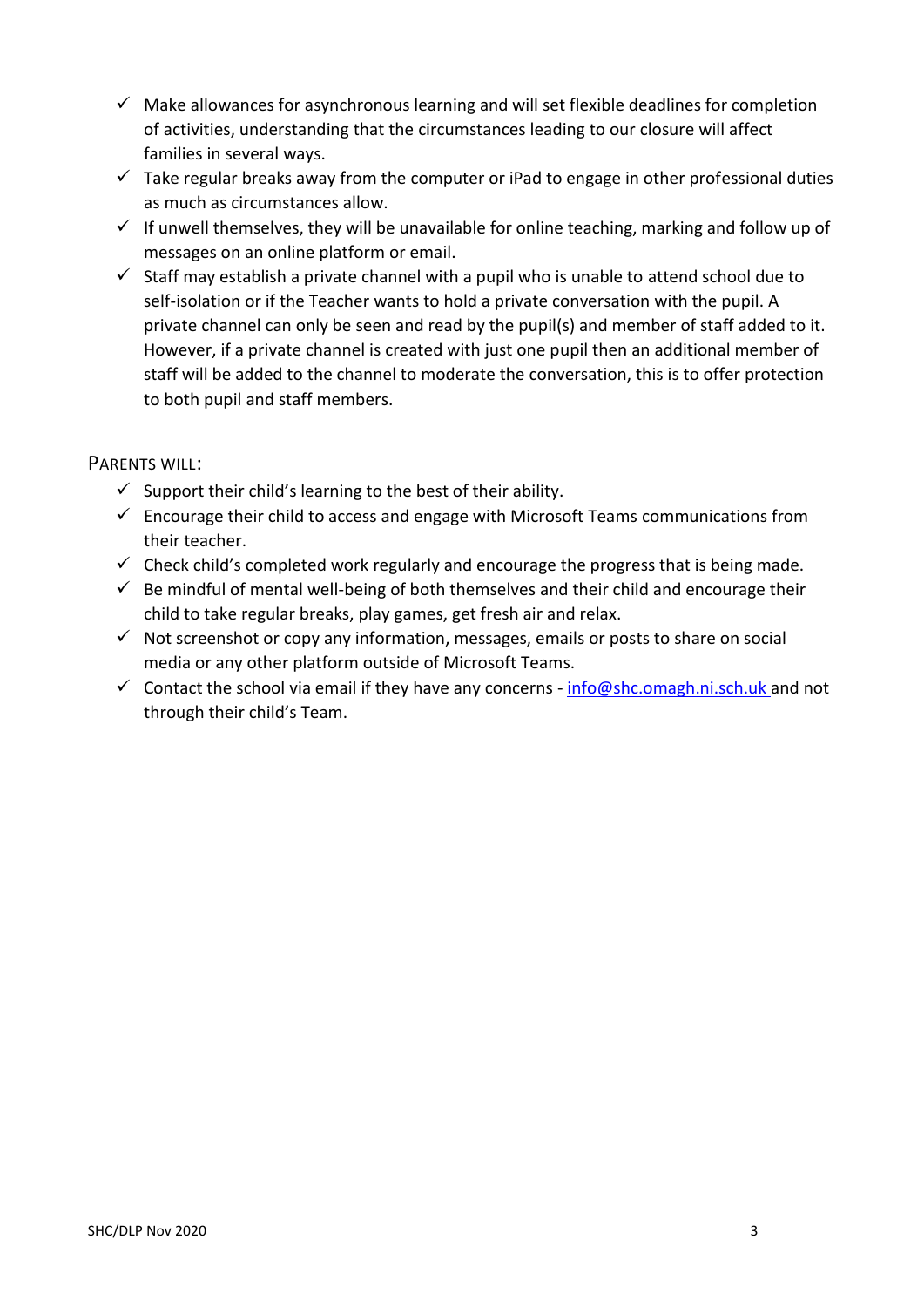- ✓ Make allowances for asynchronous learning and will set flexible deadlines for completion of activities, understanding that the circumstances leading to our closure will affect families in several ways.
- ✓ Take regular breaks away from the computer or iPad to engage in other professional duties as much as circumstances allow.
- ✓ If unwell themselves, they will be unavailable for online teaching, marking and follow up of messages on an online platform or email.
- ✓ Staff may establish a private channel with a pupil who is unable to attend school due to self-isolation or if the Teacher wants to hold a private conversation with the pupil. A private channel can only be seen and read by the pupil(s) and member of staff added to it. However, if a private channel is created with just one pupil then an additional member of staff will be added to the channel to moderate the conversation, this is to offer protection to both pupil and staff members.

PARENTS WILL:

- ✓ Support their child's learning to the best of their ability.
- ✓ Encourage their child to access and engage with Microsoft Teams communications from their teacher.
- ✓ Check child's completed work regularly and encourage the progress that is being made.
- ✓ Be mindful of mental well-being of both themselves and their child and encourage their child to take regular breaks, play games, get fresh air and relax.
- ✓ Not screenshot or copy any information, messages, emails or posts to share on social media or any other platform outside of Microsoft Teams.
- ✓ Contact the school via email if they have any concerns - info@shc.omagh.ni.sch.uk and not through their child's Team.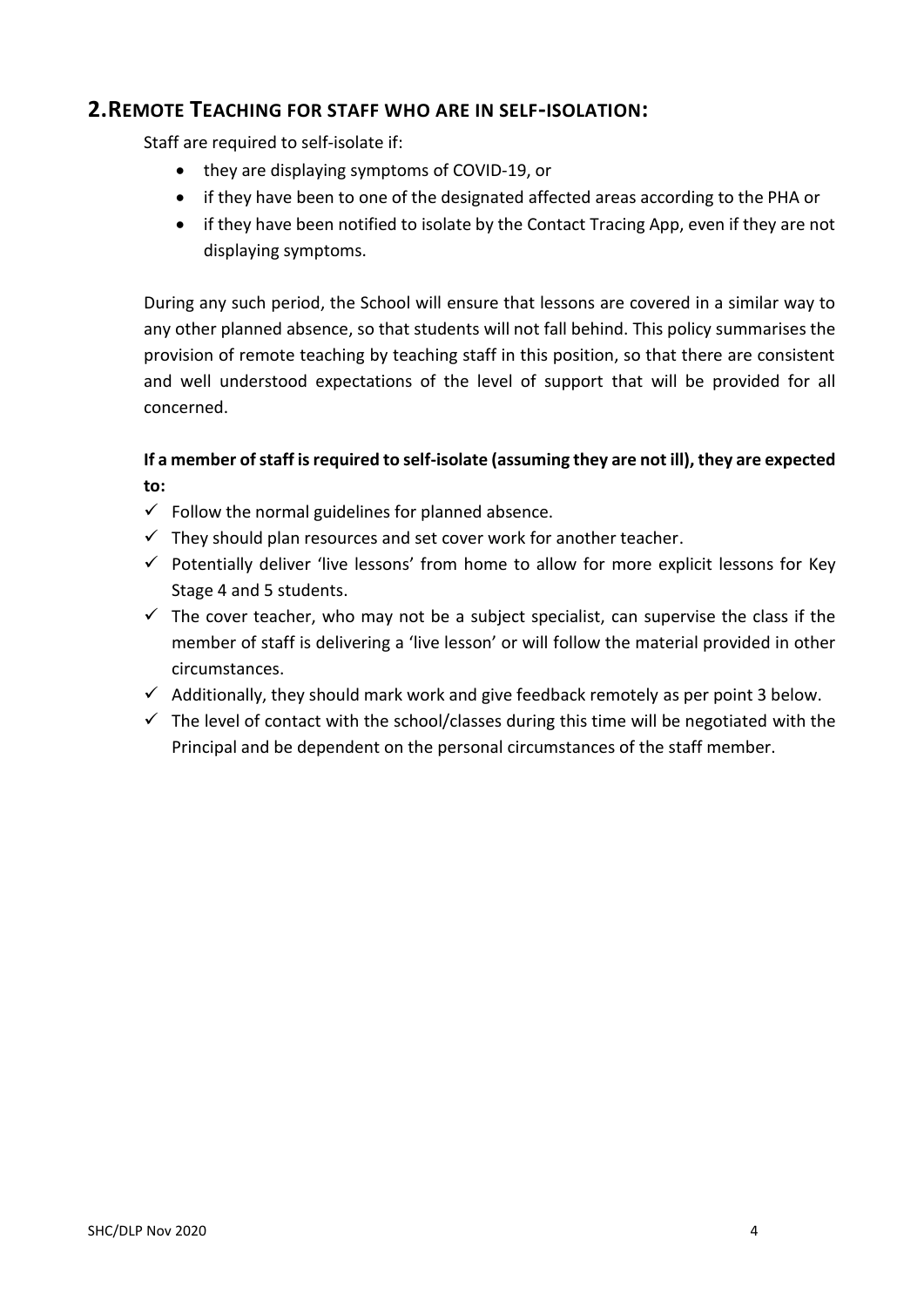## 2. Remote Teaching for staff who are in self-isolation:

Staff are required to self-isolate if:

- they are displaying symptoms of COVID-19, or
- if they have been to one of the designated affected areas according to the PHA or
- if they have been notified to isolate by the Contact Tracing App, even if they are not displaying symptoms.

During any such period, the School will ensure that lessons are covered in a similar way to any other planned absence, so that students will not fall behind. This policy summarises the provision of remote teaching by teaching staff in this position, so that there are consistent and well understood expectations of the level of support that will be provided for all concerned.

**If a member of staff is required to self-isolate (assuming they are not ill), they are expected to:**

- ✓ Follow the normal guidelines for planned absence.
- ✓ They should plan resources and set cover work for another teacher.
- ✓ Potentially deliver 'live lessons' from home to allow for more explicit lessons for Key Stage 4 and 5 students.
- ✓ The cover teacher, who may not be a subject specialist, can supervise the class if the member of staff is delivering a 'live lesson' or will follow the material provided in other circumstances.
- ✓ Additionally, they should mark work and give feedback remotely as per point 3 below.
- ✓ The level of contact with the school/classes during this time will be negotiated with the Principal and be dependent on the personal circumstances of the staff member.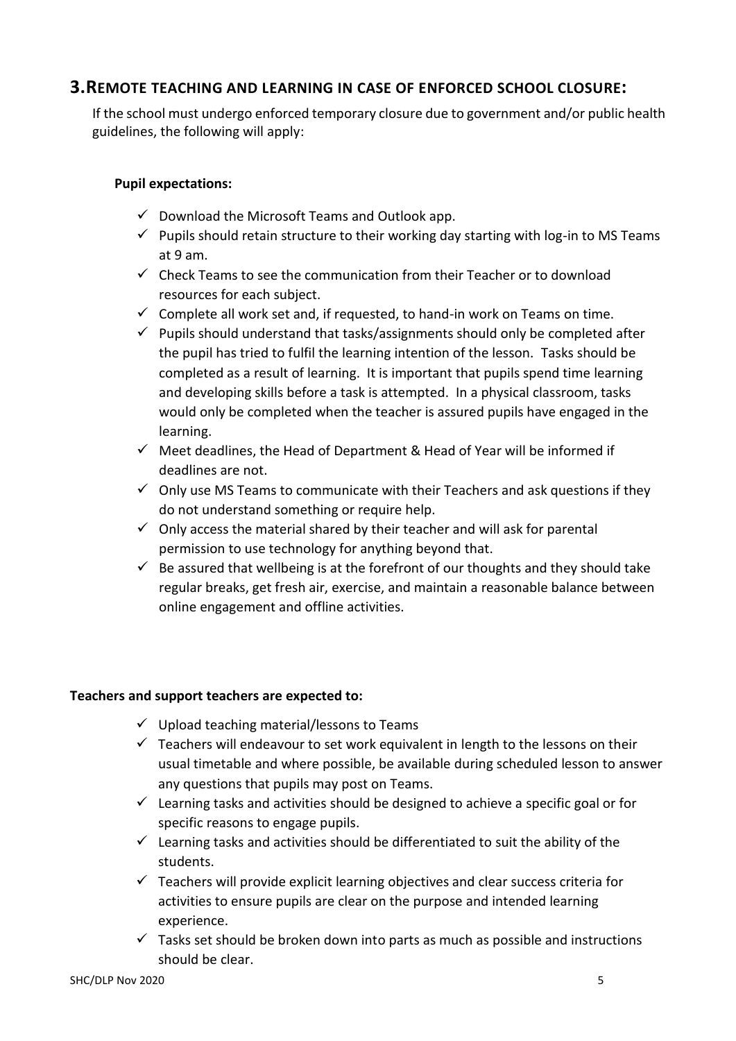## 3. REMOTE TEACHING AND LEARNING IN CASE OF ENFORCED SCHOOL CLOSURE:

If the school must undergo enforced temporary closure due to government and/or public health guidelines, the following will apply:

**Pupil expectations:**

- ✓ Download the Microsoft Teams and Outlook app.
- ✓ Pupils should retain structure to their working day starting with log-in to MS Teams at 9 am.
- ✓ Check Teams to see the communication from their Teacher or to download resources for each subject.
- ✓ Complete all work set and, if requested, to hand-in work on Teams on time.
- ✓ Pupils should understand that tasks/assignments should only be completed after the pupil has tried to fulfil the learning intention of the lesson. Tasks should be completed as a result of learning. It is important that pupils spend time learning and developing skills before a task is attempted. In a physical classroom, tasks would only be completed when the teacher is assured pupils have engaged in the learning.
- ✓ Meet deadlines, the Head of Department & Head of Year will be informed if deadlines are not.
- ✓ Only use MS Teams to communicate with their Teachers and ask questions if they do not understand something or require help.
- ✓ Only access the material shared by their teacher and will ask for parental permission to use technology for anything beyond that.
- ✓ Be assured that wellbeing is at the forefront of our thoughts and they should take regular breaks, get fresh air, exercise, and maintain a reasonable balance between online engagement and offline activities.

**Teachers and support teachers are expected to:**

- ✓ Upload teaching material/lessons to Teams
- ✓ Teachers will endeavour to set work equivalent in length to the lessons on their usual timetable and where possible, be available during scheduled lesson to answer any questions that pupils may post on Teams.
- ✓ Learning tasks and activities should be designed to achieve a specific goal or for specific reasons to engage pupils.
- ✓ Learning tasks and activities should be differentiated to suit the ability of the students.
- ✓ Teachers will provide explicit learning objectives and clear success criteria for activities to ensure pupils are clear on the purpose and intended learning experience.
- ✓ Tasks set should be broken down into parts as much as possible and instructions should be clear.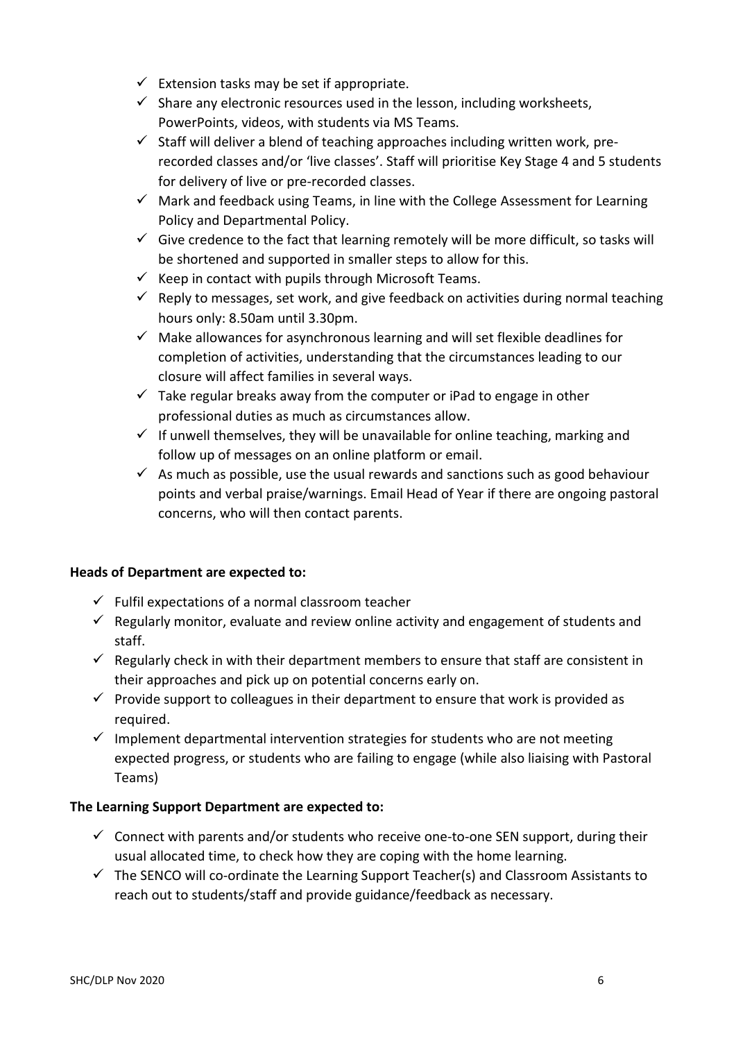- ✓ Extension tasks may be set if appropriate.
- ✓ Share any electronic resources used in the lesson, including worksheets, PowerPoints, videos, with students via MS Teams.
- ✓ Staff will deliver a blend of teaching approaches including written work, pre-recorded classes and/or 'live classes'. Staff will prioritise Key Stage 4 and 5 students for delivery of live or pre-recorded classes.
- ✓ Mark and feedback using Teams, in line with the College Assessment for Learning Policy and Departmental Policy.
- ✓ Give credence to the fact that learning remotely will be more difficult, so tasks will be shortened and supported in smaller steps to allow for this.
- ✓ Keep in contact with pupils through Microsoft Teams.
- ✓ Reply to messages, set work, and give feedback on activities during normal teaching hours only: 8.50am until 3.30pm.
- ✓ Make allowances for asynchronous learning and will set flexible deadlines for completion of activities, understanding that the circumstances leading to our closure will affect families in several ways.
- ✓ Take regular breaks away from the computer or iPad to engage in other professional duties as much as circumstances allow.
- ✓ If unwell themselves, they will be unavailable for online teaching, marking and follow up of messages on an online platform or email.
- ✓ As much as possible, use the usual rewards and sanctions such as good behaviour points and verbal praise/warnings. Email Head of Year if there are ongoing pastoral concerns, who will then contact parents.

**Heads of Department are expected to:**

- ✓ Fulfil expectations of a normal classroom teacher
- ✓ Regularly monitor, evaluate and review online activity and engagement of students and staff.
- ✓ Regularly check in with their department members to ensure that staff are consistent in their approaches and pick up on potential concerns early on.
- ✓ Provide support to colleagues in their department to ensure that work is provided as required.
- ✓ Implement departmental intervention strategies for students who are not meeting expected progress, or students who are failing to engage (while also liaising with Pastoral Teams)

**The Learning Support Department are expected to:**

- ✓ Connect with parents and/or students who receive one-to-one SEN support, during their usual allocated time, to check how they are coping with the home learning.
- ✓ The SENCO will co-ordinate the Learning Support Teacher(s) and Classroom Assistants to reach out to students/staff and provide guidance/feedback as necessary.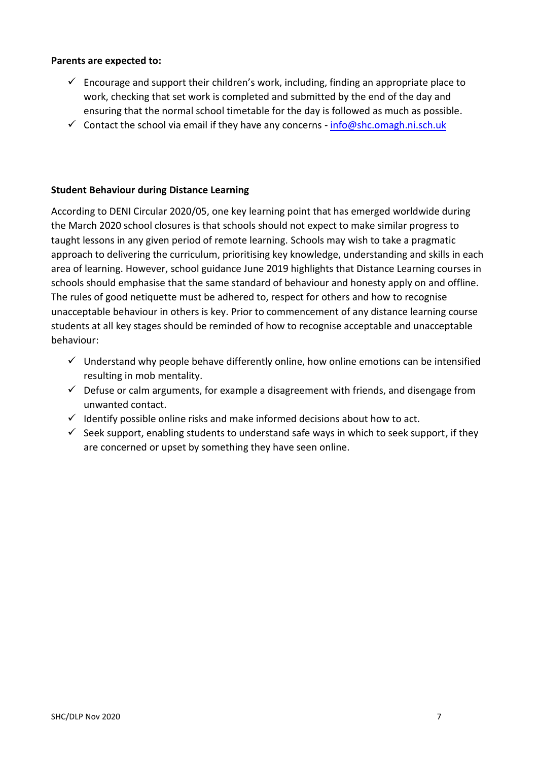**Parents are expected to:**

- ✓ Encourage and support their children's work, including, finding an appropriate place to work, checking that set work is completed and submitted by the end of the day and ensuring that the normal school timetable for the day is followed as much as possible.
- ✓ Contact the school via email if they have any concerns - [info@shc.omagh.ni.sch.uk](mailto:info@shc.omagh.ni.sch.uk)

**Student Behaviour during Distance Learning**

According to DENI Circular 2020/05, one key learning point that has emerged worldwide during the March 2020 school closures is that schools should not expect to make similar progress to taught lessons in any given period of remote learning. Schools may wish to take a pragmatic approach to delivering the curriculum, prioritising key knowledge, understanding and skills in each area of learning. However, school guidance June 2019 highlights that Distance Learning courses in schools should emphasise that the same standard of behaviour and honesty apply on and offline. The rules of good netiquette must be adhered to, respect for others and how to recognise unacceptable behaviour in others is key. Prior to commencement of any distance learning course students at all key stages should be reminded of how to recognise acceptable and unacceptable behaviour:

- ✓ Understand why people behave differently online, how online emotions can be intensified resulting in mob mentality.
- ✓ Defuse or calm arguments, for example a disagreement with friends, and disengage from unwanted contact.
- ✓ Identify possible online risks and make informed decisions about how to act.
- ✓ Seek support, enabling students to understand safe ways in which to seek support, if they are concerned or upset by something they have seen online.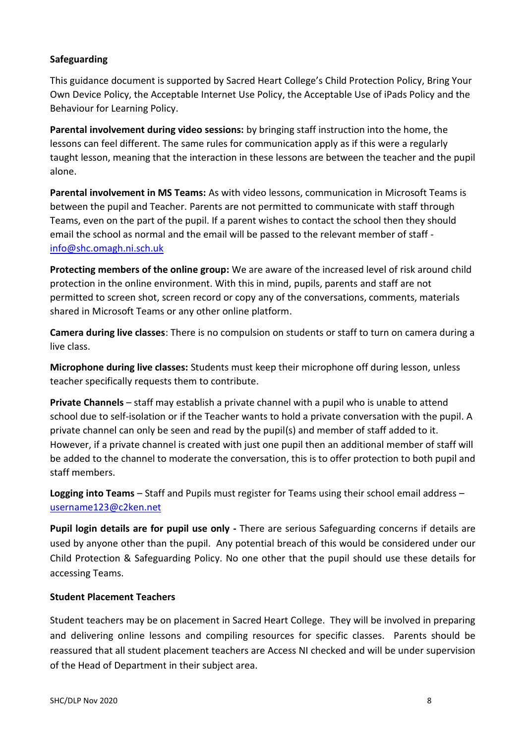**Safeguarding**

This guidance document is supported by Sacred Heart College's Child Protection Policy, Bring Your Own Device Policy, the Acceptable Internet Use Policy, the Acceptable Use of iPads Policy and the Behaviour for Learning Policy.

**Parental involvement during video sessions:** by bringing staff instruction into the home, the lessons can feel different. The same rules for communication apply as if this were a regularly taught lesson, meaning that the interaction in these lessons are between the teacher and the pupil alone.

**Parental involvement in MS Teams:** As with video lessons, communication in Microsoft Teams is between the pupil and Teacher. Parents are not permitted to communicate with staff through Teams, even on the part of the pupil. If a parent wishes to contact the school then they should email the school as normal and the email will be passed to the relevant member of staff - info@shc.omagh.ni.sch.uk

**Protecting members of the online group:** We are aware of the increased level of risk around child protection in the online environment. With this in mind, pupils, parents and staff are not permitted to screen shot, screen record or copy any of the conversations, comments, materials shared in Microsoft Teams or any other online platform.

**Camera during live classes**: There is no compulsion on students or staff to turn on camera during a live class.

**Microphone during live classes:** Students must keep their microphone off during lesson, unless teacher specifically requests them to contribute.

**Private Channels** – staff may establish a private channel with a pupil who is unable to attend school due to self-isolation or if the Teacher wants to hold a private conversation with the pupil. A private channel can only be seen and read by the pupil(s) and member of staff added to it. However, if a private channel is created with just one pupil then an additional member of staff will be added to the channel to moderate the conversation, this is to offer protection to both pupil and staff members.

**Logging into Teams** – Staff and Pupils must register for Teams using their school email address – username123@c2ken.net

**Pupil login details are for pupil use only -** There are serious Safeguarding concerns if details are used by anyone other than the pupil. Any potential breach of this would be considered under our Child Protection & Safeguarding Policy. No one other that the pupil should use these details for accessing Teams.

**Student Placement Teachers**

Student teachers may be on placement in Sacred Heart College. They will be involved in preparing and delivering online lessons and compiling resources for specific classes. Parents should be reassured that all student placement teachers are Access NI checked and will be under supervision of the Head of Department in their subject area.